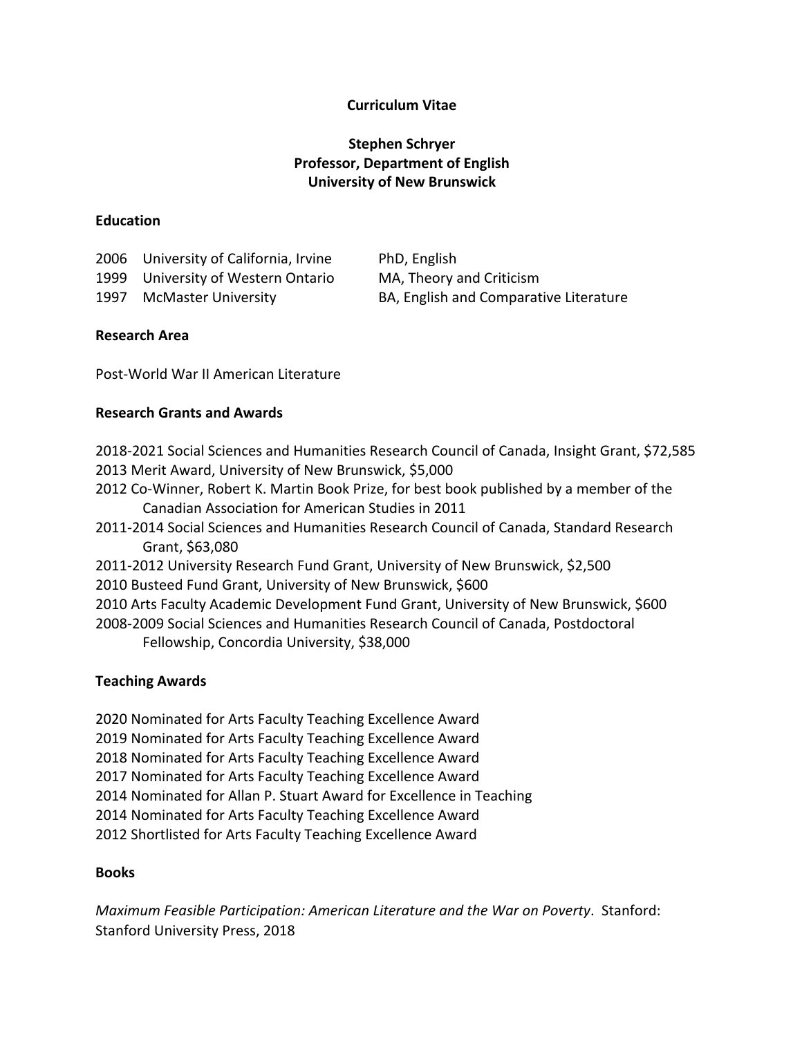# Curriculum Vitae

## Stephen Schryer
## Professor, Department of English
## University of New Brunswick

### Education

| | | |
|---|---|---|
| 2006 | University of California, Irvine | PhD, English |
| 1999 | University of Western Ontario | MA, Theory and Criticism |
| 1997 | McMaster University | BA, English and Comparative Literature |

### Research Area

Post-World War II American Literature

### Research Grants and Awards

2018-2021 Social Sciences and Humanities Research Council of Canada, Insight Grant, $72,585
2013 Merit Award, University of New Brunswick, $5,000
2012 Co-Winner, Robert K. Martin Book Prize, for best book published by a member of the Canadian Association for American Studies in 2011
2011-2014 Social Sciences and Humanities Research Council of Canada, Standard Research Grant, $63,080
2011-2012 University Research Fund Grant, University of New Brunswick, $2,500
2010 Busteed Fund Grant, University of New Brunswick, $600
2010 Arts Faculty Academic Development Fund Grant, University of New Brunswick, $600
2008-2009 Social Sciences and Humanities Research Council of Canada, Postdoctoral Fellowship, Concordia University, $38,000

### Teaching Awards

2020 Nominated for Arts Faculty Teaching Excellence Award
2019 Nominated for Arts Faculty Teaching Excellence Award
2018 Nominated for Arts Faculty Teaching Excellence Award
2017 Nominated for Arts Faculty Teaching Excellence Award
2014 Nominated for Allan P. Stuart Award for Excellence in Teaching
2014 Nominated for Arts Faculty Teaching Excellence Award
2012 Shortlisted for Arts Faculty Teaching Excellence Award

### Books

*Maximum Feasible Participation: American Literature and the War on Poverty*. Stanford: Stanford University Press, 2018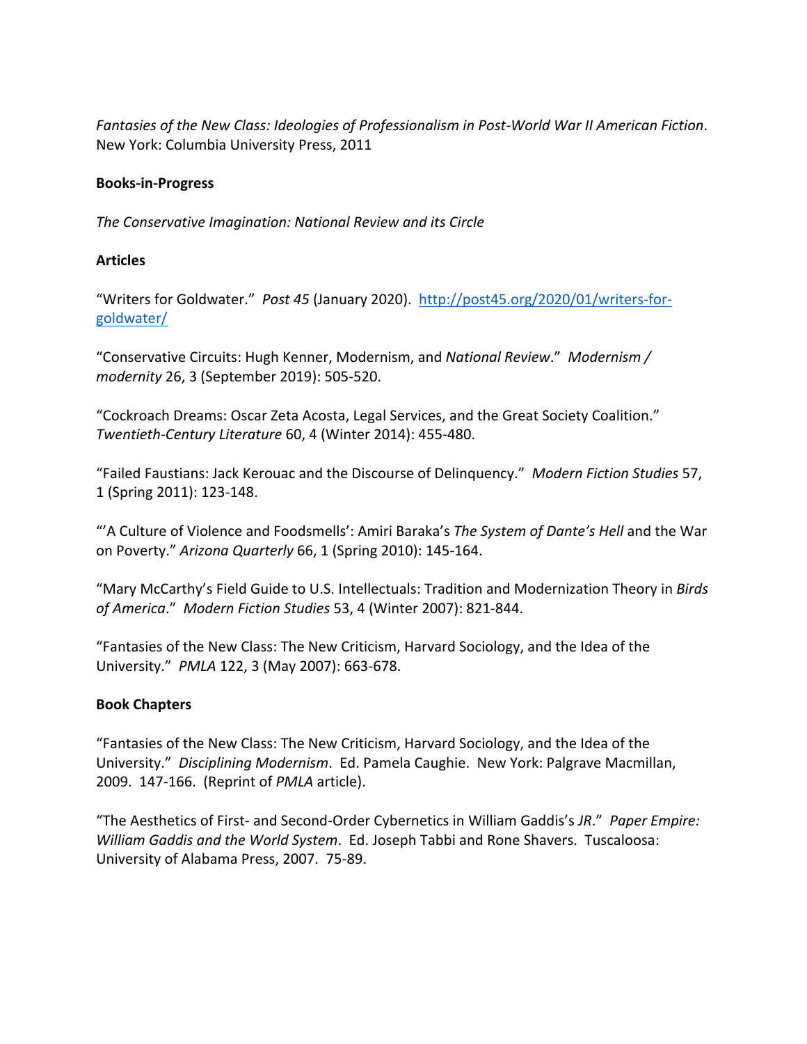*Fantasies of the New Class: Ideologies of Professionalism in Post-World War II American Fiction*. New York: Columbia University Press, 2011

**Books-in-Progress**

*The Conservative Imagination: National Review and its Circle*

**Articles**

"Writers for Goldwater." *Post 45* (January 2020). http://post45.org/2020/01/writers-for-goldwater/

"Conservative Circuits: Hugh Kenner, Modernism, and *National Review*." *Modernism / modernity* 26, 3 (September 2019): 505-520.

"Cockroach Dreams: Oscar Zeta Acosta, Legal Services, and the Great Society Coalition." *Twentieth-Century Literature* 60, 4 (Winter 2014): 455-480.

"Failed Faustians: Jack Kerouac and the Discourse of Delinquency." *Modern Fiction Studies* 57, 1 (Spring 2011): 123-148.

"'A Culture of Violence and Foodsmells': Amiri Baraka's *The System of Dante's Hell* and the War on Poverty." *Arizona Quarterly* 66, 1 (Spring 2010): 145-164.

"Mary McCarthy's Field Guide to U.S. Intellectuals: Tradition and Modernization Theory in *Birds of America*." *Modern Fiction Studies* 53, 4 (Winter 2007): 821-844.

"Fantasies of the New Class: The New Criticism, Harvard Sociology, and the Idea of the University." *PMLA* 122, 3 (May 2007): 663-678.

**Book Chapters**

"Fantasies of the New Class: The New Criticism, Harvard Sociology, and the Idea of the University." *Disciplining Modernism*. Ed. Pamela Caughie. New York: Palgrave Macmillan, 2009. 147-166. (Reprint of *PMLA* article).

"The Aesthetics of First- and Second-Order Cybernetics in William Gaddis's *JR*." *Paper Empire: William Gaddis and the World System*. Ed. Joseph Tabbi and Rone Shavers. Tuscaloosa: University of Alabama Press, 2007. 75-89.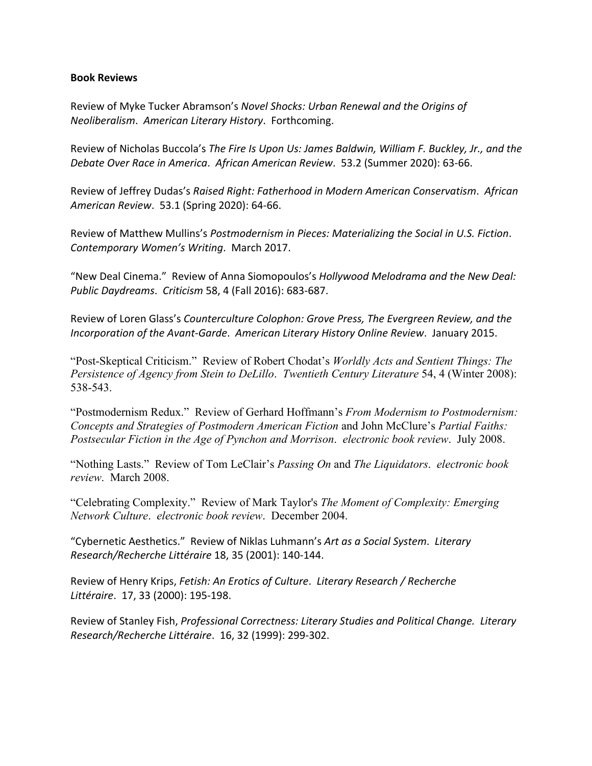**Book Reviews**

Review of Myke Tucker Abramson's *Novel Shocks: Urban Renewal and the Origins of Neoliberalism*. *American Literary History*. Forthcoming.

Review of Nicholas Buccola's *The Fire Is Upon Us: James Baldwin, William F. Buckley, Jr., and the Debate Over Race in America*. *African American Review*. 53.2 (Summer 2020): 63-66.

Review of Jeffrey Dudas's *Raised Right: Fatherhood in Modern American Conservatism*. *African American Review*. 53.1 (Spring 2020): 64-66.

Review of Matthew Mullins's *Postmodernism in Pieces: Materializing the Social in U.S. Fiction*. *Contemporary Women's Writing*. March 2017.

"New Deal Cinema." Review of Anna Siomopoulos's *Hollywood Melodrama and the New Deal: Public Daydreams*. *Criticism* 58, 4 (Fall 2016): 683-687.

Review of Loren Glass's *Counterculture Colophon: Grove Press, The Evergreen Review, and the Incorporation of the Avant-Garde*. *American Literary History Online Review*. January 2015.

"Post-Skeptical Criticism." Review of Robert Chodat's *Worldly Acts and Sentient Things: The Persistence of Agency from Stein to DeLillo*. *Twentieth Century Literature* 54, 4 (Winter 2008): 538-543.

"Postmodernism Redux." Review of Gerhard Hoffmann's *From Modernism to Postmodernism: Concepts and Strategies of Postmodern American Fiction* and John McClure's *Partial Faiths: Postsecular Fiction in the Age of Pynchon and Morrison*. *electronic book review*. July 2008.

"Nothing Lasts." Review of Tom LeClair's *Passing On* and *The Liquidators*. *electronic book review*. March 2008.

"Celebrating Complexity." Review of Mark Taylor's *The Moment of Complexity: Emerging Network Culture*. *electronic book review*. December 2004.

"Cybernetic Aesthetics." Review of Niklas Luhmann's *Art as a Social System*. *Literary Research/Recherche Littéraire* 18, 35 (2001): 140-144.

Review of Henry Krips, *Fetish: An Erotics of Culture*. *Literary Research / Recherche Littéraire*. 17, 33 (2000): 195-198.

Review of Stanley Fish, *Professional Correctness: Literary Studies and Political Change. Literary Research/Recherche Littéraire*. 16, 32 (1999): 299-302.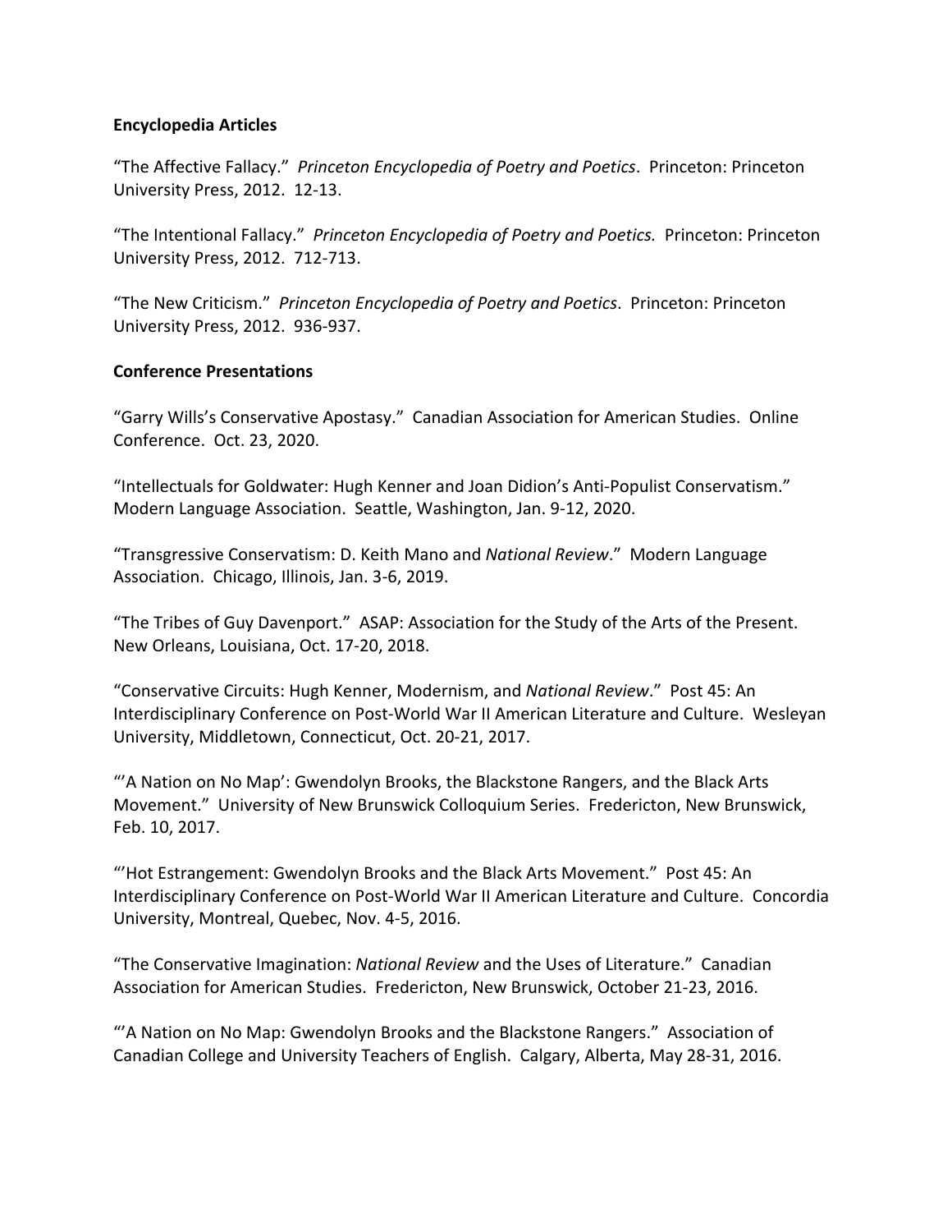**Encyclopedia Articles**

"The Affective Fallacy." *Princeton Encyclopedia of Poetry and Poetics*. Princeton: Princeton University Press, 2012. 12-13.

"The Intentional Fallacy." *Princeton Encyclopedia of Poetry and Poetics.* Princeton: Princeton University Press, 2012. 712-713.

"The New Criticism." *Princeton Encyclopedia of Poetry and Poetics*. Princeton: Princeton University Press, 2012. 936-937.

**Conference Presentations**

"Garry Wills's Conservative Apostasy." Canadian Association for American Studies. Online Conference. Oct. 23, 2020.

"Intellectuals for Goldwater: Hugh Kenner and Joan Didion's Anti-Populist Conservatism." Modern Language Association. Seattle, Washington, Jan. 9-12, 2020.

"Transgressive Conservatism: D. Keith Mano and *National Review*." Modern Language Association. Chicago, Illinois, Jan. 3-6, 2019.

"The Tribes of Guy Davenport." ASAP: Association for the Study of the Arts of the Present. New Orleans, Louisiana, Oct. 17-20, 2018.

"Conservative Circuits: Hugh Kenner, Modernism, and *National Review*." Post 45: An Interdisciplinary Conference on Post-World War II American Literature and Culture. Wesleyan University, Middletown, Connecticut, Oct. 20-21, 2017.

"'A Nation on No Map': Gwendolyn Brooks, the Blackstone Rangers, and the Black Arts Movement." University of New Brunswick Colloquium Series. Fredericton, New Brunswick, Feb. 10, 2017.

"'Hot Estrangement: Gwendolyn Brooks and the Black Arts Movement." Post 45: An Interdisciplinary Conference on Post-World War II American Literature and Culture. Concordia University, Montreal, Quebec, Nov. 4-5, 2016.

"The Conservative Imagination: *National Review* and the Uses of Literature." Canadian Association for American Studies. Fredericton, New Brunswick, October 21-23, 2016.

"'A Nation on No Map: Gwendolyn Brooks and the Blackstone Rangers." Association of Canadian College and University Teachers of English. Calgary, Alberta, May 28-31, 2016.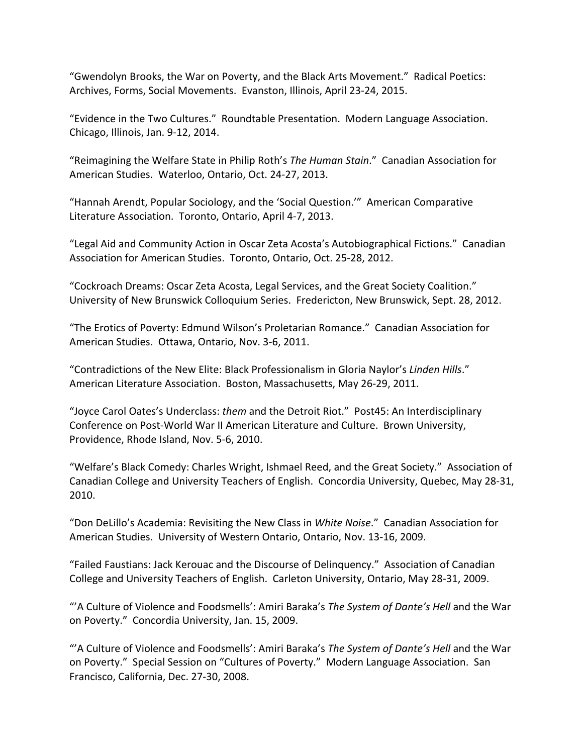"Gwendolyn Brooks, the War on Poverty, and the Black Arts Movement." Radical Poetics: Archives, Forms, Social Movements. Evanston, Illinois, April 23-24, 2015.

"Evidence in the Two Cultures." Roundtable Presentation. Modern Language Association. Chicago, Illinois, Jan. 9-12, 2014.

"Reimagining the Welfare State in Philip Roth's *The Human Stain*." Canadian Association for American Studies. Waterloo, Ontario, Oct. 24-27, 2013.

"Hannah Arendt, Popular Sociology, and the 'Social Question.'" American Comparative Literature Association. Toronto, Ontario, April 4-7, 2013.

"Legal Aid and Community Action in Oscar Zeta Acosta's Autobiographical Fictions." Canadian Association for American Studies. Toronto, Ontario, Oct. 25-28, 2012.

"Cockroach Dreams: Oscar Zeta Acosta, Legal Services, and the Great Society Coalition." University of New Brunswick Colloquium Series. Fredericton, New Brunswick, Sept. 28, 2012.

"The Erotics of Poverty: Edmund Wilson's Proletarian Romance." Canadian Association for American Studies. Ottawa, Ontario, Nov. 3-6, 2011.

"Contradictions of the New Elite: Black Professionalism in Gloria Naylor's *Linden Hills*." American Literature Association. Boston, Massachusetts, May 26-29, 2011.

"Joyce Carol Oates's Underclass: *them* and the Detroit Riot." Post45: An Interdisciplinary Conference on Post-World War II American Literature and Culture. Brown University, Providence, Rhode Island, Nov. 5-6, 2010.

"Welfare's Black Comedy: Charles Wright, Ishmael Reed, and the Great Society." Association of Canadian College and University Teachers of English. Concordia University, Quebec, May 28-31, 2010.

"Don DeLillo's Academia: Revisiting the New Class in *White Noise*." Canadian Association for American Studies. University of Western Ontario, Ontario, Nov. 13-16, 2009.

"Failed Faustians: Jack Kerouac and the Discourse of Delinquency." Association of Canadian College and University Teachers of English. Carleton University, Ontario, May 28-31, 2009.

"'A Culture of Violence and Foodsmells': Amiri Baraka's *The System of Dante's Hell* and the War on Poverty." Concordia University, Jan. 15, 2009.

"'A Culture of Violence and Foodsmells': Amiri Baraka's *The System of Dante's Hell* and the War on Poverty." Special Session on "Cultures of Poverty." Modern Language Association. San Francisco, California, Dec. 27-30, 2008.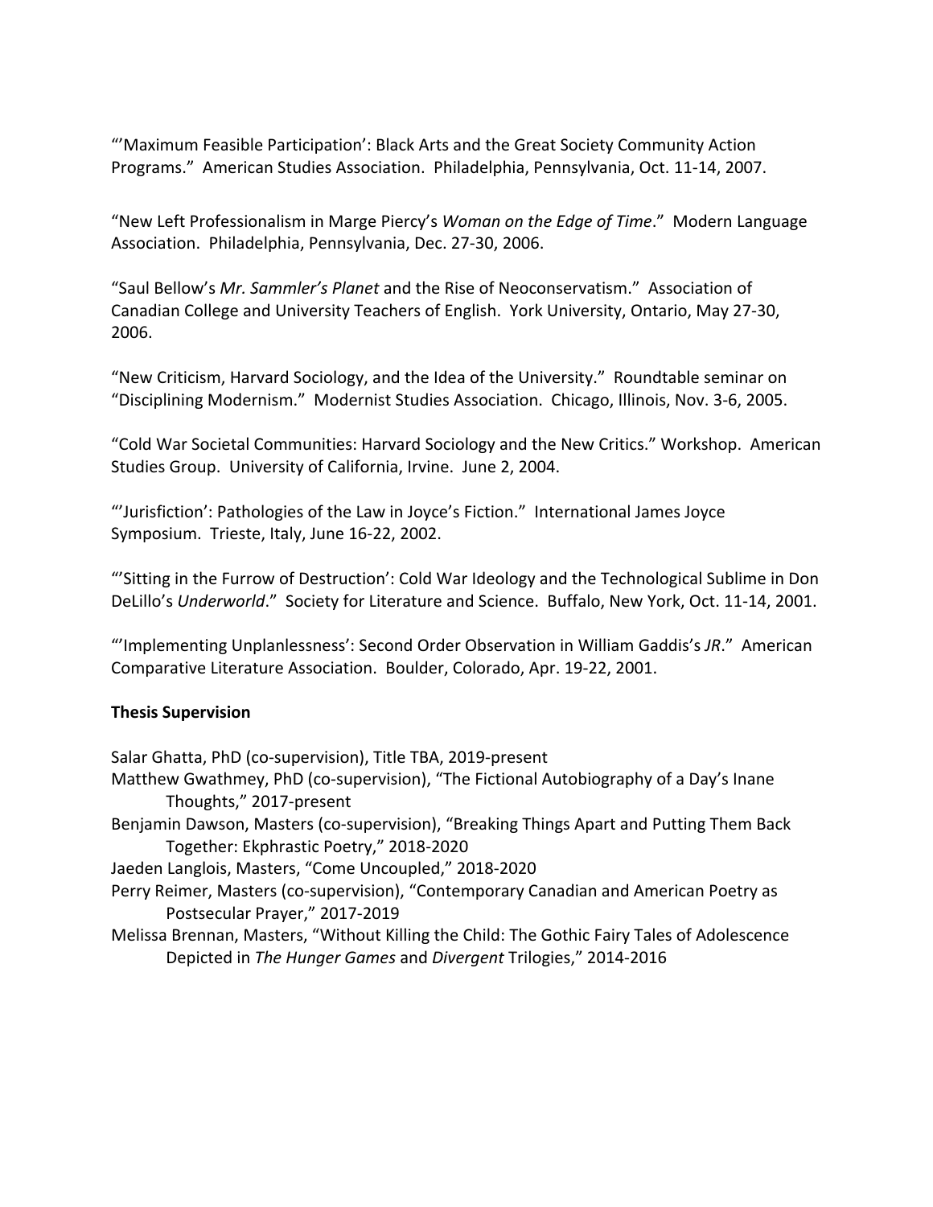"'Maximum Feasible Participation': Black Arts and the Great Society Community Action Programs." American Studies Association. Philadelphia, Pennsylvania, Oct. 11-14, 2007.

"New Left Professionalism in Marge Piercy's *Woman on the Edge of Time*." Modern Language Association. Philadelphia, Pennsylvania, Dec. 27-30, 2006.

"Saul Bellow's *Mr. Sammler's Planet* and the Rise of Neoconservatism." Association of Canadian College and University Teachers of English. York University, Ontario, May 27-30, 2006.

"New Criticism, Harvard Sociology, and the Idea of the University." Roundtable seminar on "Disciplining Modernism." Modernist Studies Association. Chicago, Illinois, Nov. 3-6, 2005.

"Cold War Societal Communities: Harvard Sociology and the New Critics." Workshop. American Studies Group. University of California, Irvine. June 2, 2004.

"'Jurisfiction': Pathologies of the Law in Joyce's Fiction." International James Joyce Symposium. Trieste, Italy, June 16-22, 2002.

"'Sitting in the Furrow of Destruction': Cold War Ideology and the Technological Sublime in Don DeLillo's *Underworld*." Society for Literature and Science. Buffalo, New York, Oct. 11-14, 2001.

"'Implementing Unplanlessness': Second Order Observation in William Gaddis's *JR*." American Comparative Literature Association. Boulder, Colorado, Apr. 19-22, 2001.

**Thesis Supervision**

Salar Ghatta, PhD (co-supervision), Title TBA, 2019-present

Matthew Gwathmey, PhD (co-supervision), "The Fictional Autobiography of a Day's Inane Thoughts," 2017-present

Benjamin Dawson, Masters (co-supervision), "Breaking Things Apart and Putting Them Back Together: Ekphrastic Poetry," 2018-2020

Jaeden Langlois, Masters, "Come Uncoupled," 2018-2020

Perry Reimer, Masters (co-supervision), "Contemporary Canadian and American Poetry as Postsecular Prayer," 2017-2019

Melissa Brennan, Masters, "Without Killing the Child: The Gothic Fairy Tales of Adolescence Depicted in *The Hunger Games* and *Divergent* Trilogies," 2014-2016